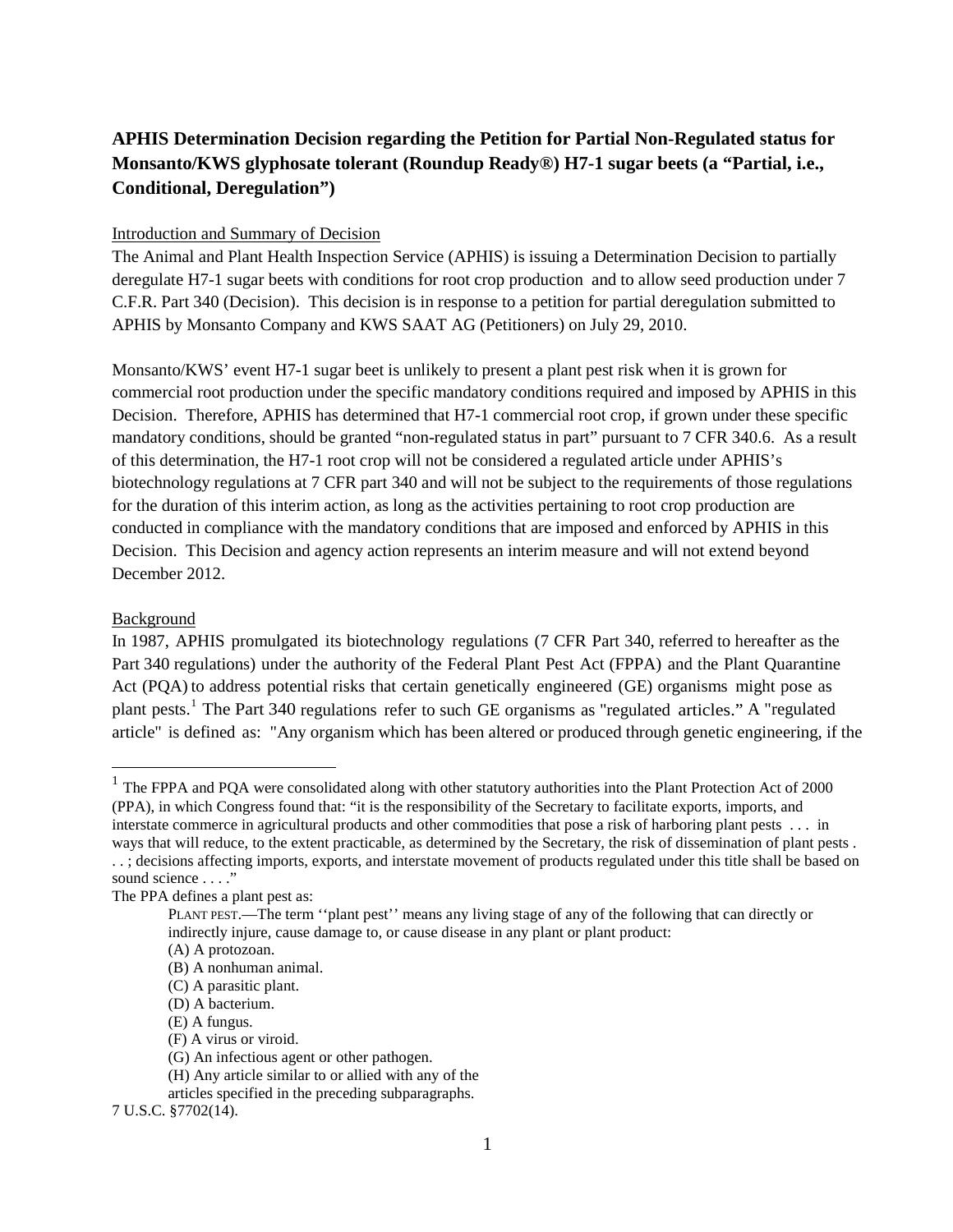**APHIS Determination Decision regarding the Petition for Partial Non-Regulated status for Monsanto/KWS glyphosate tolerant (Roundup Ready®) H7-1 sugar beets (a "Partial, i.e., Conditional, Deregulation")**

Introduction and Summary of Decision

The Animal and Plant Health Inspection Service (APHIS) is issuing a Determination Decision to partially deregulate H7-1 sugar beets with conditions for root crop production and to allow seed production under 7 C.F.R. Part 340 (Decision). This decision is in response to a petition for partial deregulation submitted to APHIS by Monsanto Company and KWS SAAT AG (Petitioners) on July 29, 2010.

Monsanto/KWS' event H7-1 sugar beet is unlikely to present a plant pest risk when it is grown for commercial root production under the specific mandatory conditions required and imposed by APHIS in this Decision. Therefore, APHIS has determined that H7-1 commercial root crop, if grown under these specific mandatory conditions, should be granted "non-regulated status in part" pursuant to 7 CFR 340.6. As a result of this determination, the H7-1 root crop will not be considered a regulated article under APHIS's biotechnology regulations at 7 CFR part 340 and will not be subject to the requirements of those regulations for the duration of this interim action, as long as the activities pertaining to root crop production are conducted in compliance with the mandatory conditions that are imposed and enforced by APHIS in this Decision. This Decision and agency action represents an interim measure and will not extend beyond December 2012.

Background

In 1987, APHIS promulgated its biotechnology regulations (7 CFR Part 340, referred to hereafter as the Part 340 regulations) under the authority of the Federal Plant Pest Act (FPPA) and the Plant Quarantine Act (PQA) to address potential risks that certain genetically engineered (GE) organisms might pose as plant pests.[1] The Part 340 regulations refer to such GE organisms as "regulated articles." A "regulated article" is defined as: "Any organism which has been altered or produced through genetic engineering, if the

---

[1] The FPPA and PQA were consolidated along with other statutory authorities into the Plant Protection Act of 2000 (PPA), in which Congress found that: "it is the responsibility of the Secretary to facilitate exports, imports, and interstate commerce in agricultural products and other commodities that pose a risk of harboring plant pests . . . in ways that will reduce, to the extent practicable, as determined by the Secretary, the risk of dissemination of plant pests . . . ; decisions affecting imports, exports, and interstate movement of products regulated under this title shall be based on sound science . . . ."

The PPA defines a plant pest as:

> PLANT PEST.—The term ''plant pest'' means any living stage of any of the following that can directly or indirectly injure, cause damage to, or cause disease in any plant or plant product:
>
> (A) A protozoan.
> (B) A nonhuman animal.
> (C) A parasitic plant.
> (D) A bacterium.
> (E) A fungus.
> (F) A virus or viroid.
> (G) An infectious agent or other pathogen.
> (H) Any article similar to or allied with any of the articles specified in the preceding subparagraphs.

7 U.S.C. §7702(14).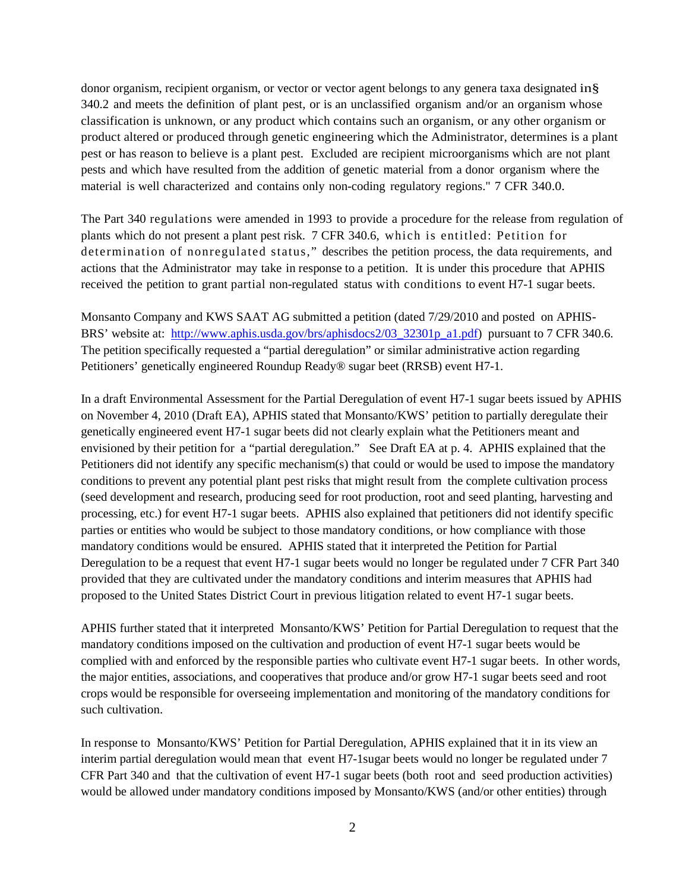donor organism, recipient organism, or vector or vector agent belongs to any genera taxa designated in§ 340.2 and meets the definition of plant pest, or is an unclassified organism and/or an organism whose classification is unknown, or any product which contains such an organism, or any other organism or product altered or produced through genetic engineering which the Administrator, determines is a plant pest or has reason to believe is a plant pest. Excluded are recipient microorganisms which are not plant pests and which have resulted from the addition of genetic material from a donor organism where the material is well characterized and contains only non-coding regulatory regions." 7 CFR 340.0.

The Part 340 regulations were amended in 1993 to provide a procedure for the release from regulation of plants which do not present a plant pest risk. 7 CFR 340.6, which is entitled: Petition for determination of nonregulated status," describes the petition process, the data requirements, and actions that the Administrator may take in response to a petition. It is under this procedure that APHIS received the petition to grant partial non-regulated status with conditions to event H7-1 sugar beets.

Monsanto Company and KWS SAAT AG submitted a petition (dated 7/29/2010 and posted on APHIS-BRS' website at: [http://www.aphis.usda.gov/brs/aphisdocs2/03_32301p_a1.pdf](http://www.aphis.usda.gov/brs/aphisdocs2/03_32301p_a1.pdf)) pursuant to 7 CFR 340.6. The petition specifically requested a "partial deregulation" or similar administrative action regarding Petitioners' genetically engineered Roundup Ready® sugar beet (RRSB) event H7-1.

In a draft Environmental Assessment for the Partial Deregulation of event H7-1 sugar beets issued by APHIS on November 4, 2010 (Draft EA), APHIS stated that Monsanto/KWS' petition to partially deregulate their genetically engineered event H7-1 sugar beets did not clearly explain what the Petitioners meant and envisioned by their petition for a "partial deregulation." See Draft EA at p. 4. APHIS explained that the Petitioners did not identify any specific mechanism(s) that could or would be used to impose the mandatory conditions to prevent any potential plant pest risks that might result from the complete cultivation process (seed development and research, producing seed for root production, root and seed planting, harvesting and processing, etc.) for event H7-1 sugar beets. APHIS also explained that petitioners did not identify specific parties or entities who would be subject to those mandatory conditions, or how compliance with those mandatory conditions would be ensured. APHIS stated that it interpreted the Petition for Partial Deregulation to be a request that event H7-1 sugar beets would no longer be regulated under 7 CFR Part 340 provided that they are cultivated under the mandatory conditions and interim measures that APHIS had proposed to the United States District Court in previous litigation related to event H7-1 sugar beets.

APHIS further stated that it interpreted Monsanto/KWS' Petition for Partial Deregulation to request that the mandatory conditions imposed on the cultivation and production of event H7-1 sugar beets would be complied with and enforced by the responsible parties who cultivate event H7-1 sugar beets. In other words, the major entities, associations, and cooperatives that produce and/or grow H7-1 sugar beets seed and root crops would be responsible for overseeing implementation and monitoring of the mandatory conditions for such cultivation.

In response to Monsanto/KWS' Petition for Partial Deregulation, APHIS explained that it in its view an interim partial deregulation would mean that event H7-1sugar beets would no longer be regulated under 7 CFR Part 340 and that the cultivation of event H7-1 sugar beets (both root and seed production activities) would be allowed under mandatory conditions imposed by Monsanto/KWS (and/or other entities) through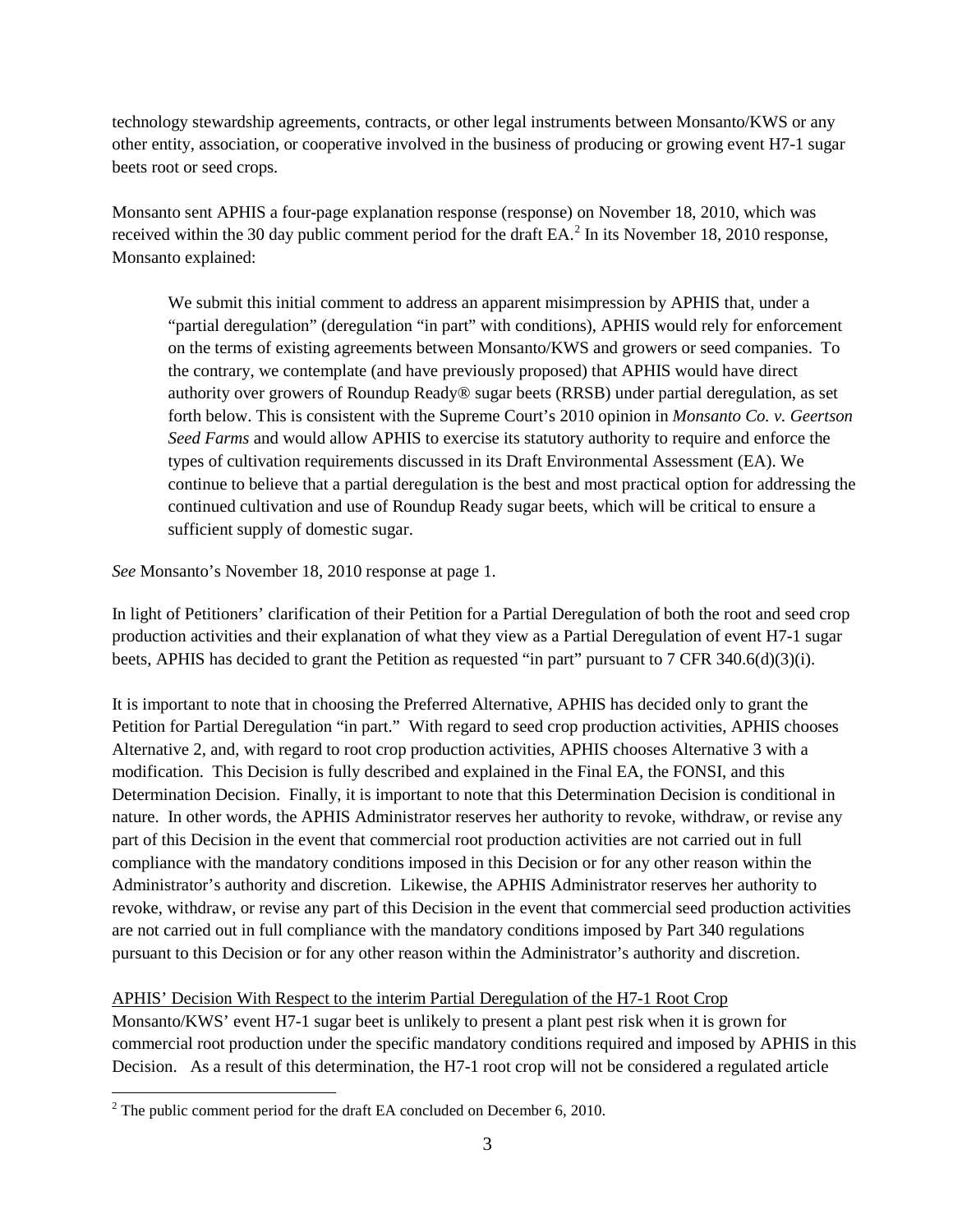technology stewardship agreements, contracts, or other legal instruments between Monsanto/KWS or any other entity, association, or cooperative involved in the business of producing or growing event H7-1 sugar beets root or seed crops.

Monsanto sent APHIS a four-page explanation response (response) on November 18, 2010, which was received within the 30 day public comment period for the draft EA.[2] In its November 18, 2010 response, Monsanto explained:

> We submit this initial comment to address an apparent misimpression by APHIS that, under a "partial deregulation" (deregulation "in part" with conditions), APHIS would rely for enforcement on the terms of existing agreements between Monsanto/KWS and growers or seed companies. To the contrary, we contemplate (and have previously proposed) that APHIS would have direct authority over growers of Roundup Ready® sugar beets (RRSB) under partial deregulation, as set forth below. This is consistent with the Supreme Court's 2010 opinion in *Monsanto Co. v. Geertson Seed Farms* and would allow APHIS to exercise its statutory authority to require and enforce the types of cultivation requirements discussed in its Draft Environmental Assessment (EA). We continue to believe that a partial deregulation is the best and most practical option for addressing the continued cultivation and use of Roundup Ready sugar beets, which will be critical to ensure a sufficient supply of domestic sugar.

*See* Monsanto's November 18, 2010 response at page 1.

In light of Petitioners' clarification of their Petition for a Partial Deregulation of both the root and seed crop production activities and their explanation of what they view as a Partial Deregulation of event H7-1 sugar beets, APHIS has decided to grant the Petition as requested "in part" pursuant to 7 CFR 340.6(d)(3)(i).

It is important to note that in choosing the Preferred Alternative, APHIS has decided only to grant the Petition for Partial Deregulation "in part." With regard to seed crop production activities, APHIS chooses Alternative 2, and, with regard to root crop production activities, APHIS chooses Alternative 3 with a modification. This Decision is fully described and explained in the Final EA, the FONSI, and this Determination Decision. Finally, it is important to note that this Determination Decision is conditional in nature. In other words, the APHIS Administrator reserves her authority to revoke, withdraw, or revise any part of this Decision in the event that commercial root production activities are not carried out in full compliance with the mandatory conditions imposed in this Decision or for any other reason within the Administrator's authority and discretion. Likewise, the APHIS Administrator reserves her authority to revoke, withdraw, or revise any part of this Decision in the event that commercial seed production activities are not carried out in full compliance with the mandatory conditions imposed by Part 340 regulations pursuant to this Decision or for any other reason within the Administrator's authority and discretion.

<u>APHIS' Decision With Respect to the interim Partial Deregulation of the H7-1 Root Crop</u>

Monsanto/KWS' event H7-1 sugar beet is unlikely to present a plant pest risk when it is grown for commercial root production under the specific mandatory conditions required and imposed by APHIS in this Decision. As a result of this determination, the H7-1 root crop will not be considered a regulated article

---

[2] The public comment period for the draft EA concluded on December 6, 2010.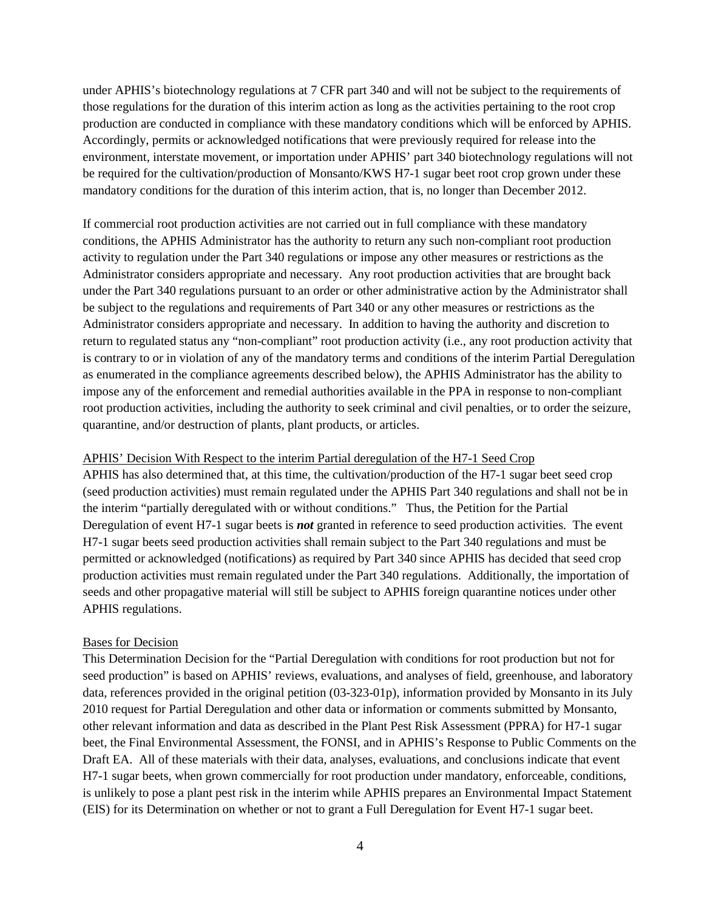under APHIS's biotechnology regulations at 7 CFR part 340 and will not be subject to the requirements of those regulations for the duration of this interim action as long as the activities pertaining to the root crop production are conducted in compliance with these mandatory conditions which will be enforced by APHIS. Accordingly, permits or acknowledged notifications that were previously required for release into the environment, interstate movement, or importation under APHIS' part 340 biotechnology regulations will not be required for the cultivation/production of Monsanto/KWS H7-1 sugar beet root crop grown under these mandatory conditions for the duration of this interim action, that is, no longer than December 2012.

If commercial root production activities are not carried out in full compliance with these mandatory conditions, the APHIS Administrator has the authority to return any such non-compliant root production activity to regulation under the Part 340 regulations or impose any other measures or restrictions as the Administrator considers appropriate and necessary. Any root production activities that are brought back under the Part 340 regulations pursuant to an order or other administrative action by the Administrator shall be subject to the regulations and requirements of Part 340 or any other measures or restrictions as the Administrator considers appropriate and necessary. In addition to having the authority and discretion to return to regulated status any "non-compliant" root production activity (i.e., any root production activity that is contrary to or in violation of any of the mandatory terms and conditions of the interim Partial Deregulation as enumerated in the compliance agreements described below), the APHIS Administrator has the ability to impose any of the enforcement and remedial authorities available in the PPA in response to non-compliant root production activities, including the authority to seek criminal and civil penalties, or to order the seizure, quarantine, and/or destruction of plants, plant products, or articles.

APHIS' Decision With Respect to the interim Partial deregulation of the H7-1 Seed Crop

APHIS has also determined that, at this time, the cultivation/production of the H7-1 sugar beet seed crop (seed production activities) must remain regulated under the APHIS Part 340 regulations and shall not be in the interim "partially deregulated with or without conditions." Thus, the Petition for the Partial Deregulation of event H7-1 sugar beets is ***not*** granted in reference to seed production activities. The event H7-1 sugar beets seed production activities shall remain subject to the Part 340 regulations and must be permitted or acknowledged (notifications) as required by Part 340 since APHIS has decided that seed crop production activities must remain regulated under the Part 340 regulations. Additionally, the importation of seeds and other propagative material will still be subject to APHIS foreign quarantine notices under other APHIS regulations.

Bases for Decision

This Determination Decision for the "Partial Deregulation with conditions for root production but not for seed production" is based on APHIS' reviews, evaluations, and analyses of field, greenhouse, and laboratory data, references provided in the original petition (03-323-01p), information provided by Monsanto in its July 2010 request for Partial Deregulation and other data or information or comments submitted by Monsanto, other relevant information and data as described in the Plant Pest Risk Assessment (PPRA) for H7-1 sugar beet, the Final Environmental Assessment, the FONSI, and in APHIS's Response to Public Comments on the Draft EA. All of these materials with their data, analyses, evaluations, and conclusions indicate that event H7-1 sugar beets, when grown commercially for root production under mandatory, enforceable, conditions, is unlikely to pose a plant pest risk in the interim while APHIS prepares an Environmental Impact Statement (EIS) for its Determination on whether or not to grant a Full Deregulation for Event H7-1 sugar beet.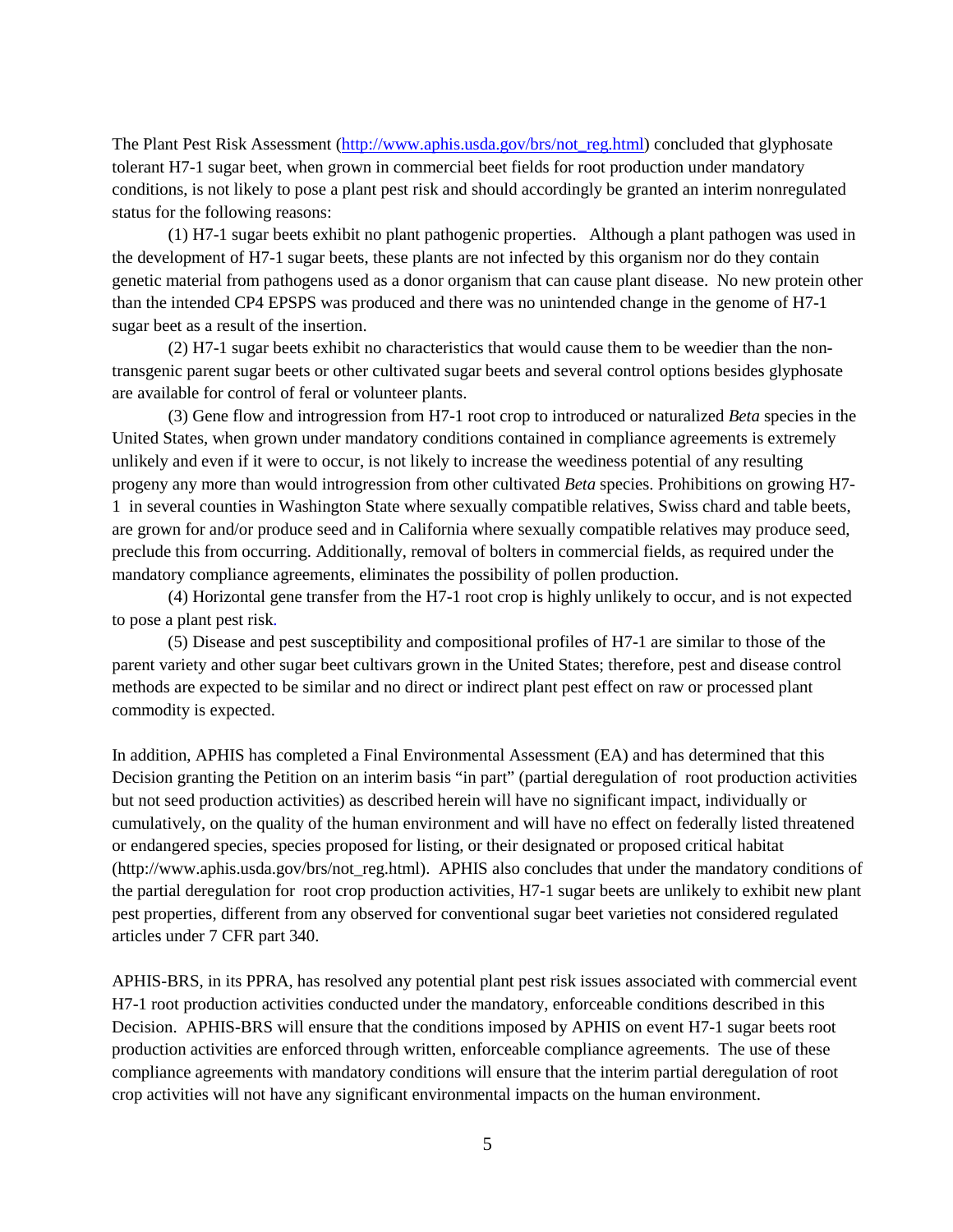The Plant Pest Risk Assessment (http://www.aphis.usda.gov/brs/not_reg.html) concluded that glyphosate tolerant H7-1 sugar beet, when grown in commercial beet fields for root production under mandatory conditions, is not likely to pose a plant pest risk and should accordingly be granted an interim nonregulated status for the following reasons:

(1) H7-1 sugar beets exhibit no plant pathogenic properties. Although a plant pathogen was used in the development of H7-1 sugar beets, these plants are not infected by this organism nor do they contain genetic material from pathogens used as a donor organism that can cause plant disease. No new protein other than the intended CP4 EPSPS was produced and there was no unintended change in the genome of H7-1 sugar beet as a result of the insertion.

(2) H7-1 sugar beets exhibit no characteristics that would cause them to be weedier than the non-transgenic parent sugar beets or other cultivated sugar beets and several control options besides glyphosate are available for control of feral or volunteer plants.

(3) Gene flow and introgression from H7-1 root crop to introduced or naturalized *Beta* species in the United States, when grown under mandatory conditions contained in compliance agreements is extremely unlikely and even if it were to occur, is not likely to increase the weediness potential of any resulting progeny any more than would introgression from other cultivated *Beta* species. Prohibitions on growing H7-1 in several counties in Washington State where sexually compatible relatives, Swiss chard and table beets, are grown for and/or produce seed and in California where sexually compatible relatives may produce seed, preclude this from occurring. Additionally, removal of bolters in commercial fields, as required under the mandatory compliance agreements, eliminates the possibility of pollen production.

(4) Horizontal gene transfer from the H7-1 root crop is highly unlikely to occur, and is not expected to pose a plant pest risk.

(5) Disease and pest susceptibility and compositional profiles of H7-1 are similar to those of the parent variety and other sugar beet cultivars grown in the United States; therefore, pest and disease control methods are expected to be similar and no direct or indirect plant pest effect on raw or processed plant commodity is expected.

In addition, APHIS has completed a Final Environmental Assessment (EA) and has determined that this Decision granting the Petition on an interim basis "in part" (partial deregulation of root production activities but not seed production activities) as described herein will have no significant impact, individually or cumulatively, on the quality of the human environment and will have no effect on federally listed threatened or endangered species, species proposed for listing, or their designated or proposed critical habitat (http://www.aphis.usda.gov/brs/not_reg.html). APHIS also concludes that under the mandatory conditions of the partial deregulation for root crop production activities, H7-1 sugar beets are unlikely to exhibit new plant pest properties, different from any observed for conventional sugar beet varieties not considered regulated articles under 7 CFR part 340.

APHIS-BRS, in its PPRA, has resolved any potential plant pest risk issues associated with commercial event H7-1 root production activities conducted under the mandatory, enforceable conditions described in this Decision. APHIS-BRS will ensure that the conditions imposed by APHIS on event H7-1 sugar beets root production activities are enforced through written, enforceable compliance agreements. The use of these compliance agreements with mandatory conditions will ensure that the interim partial deregulation of root crop activities will not have any significant environmental impacts on the human environment.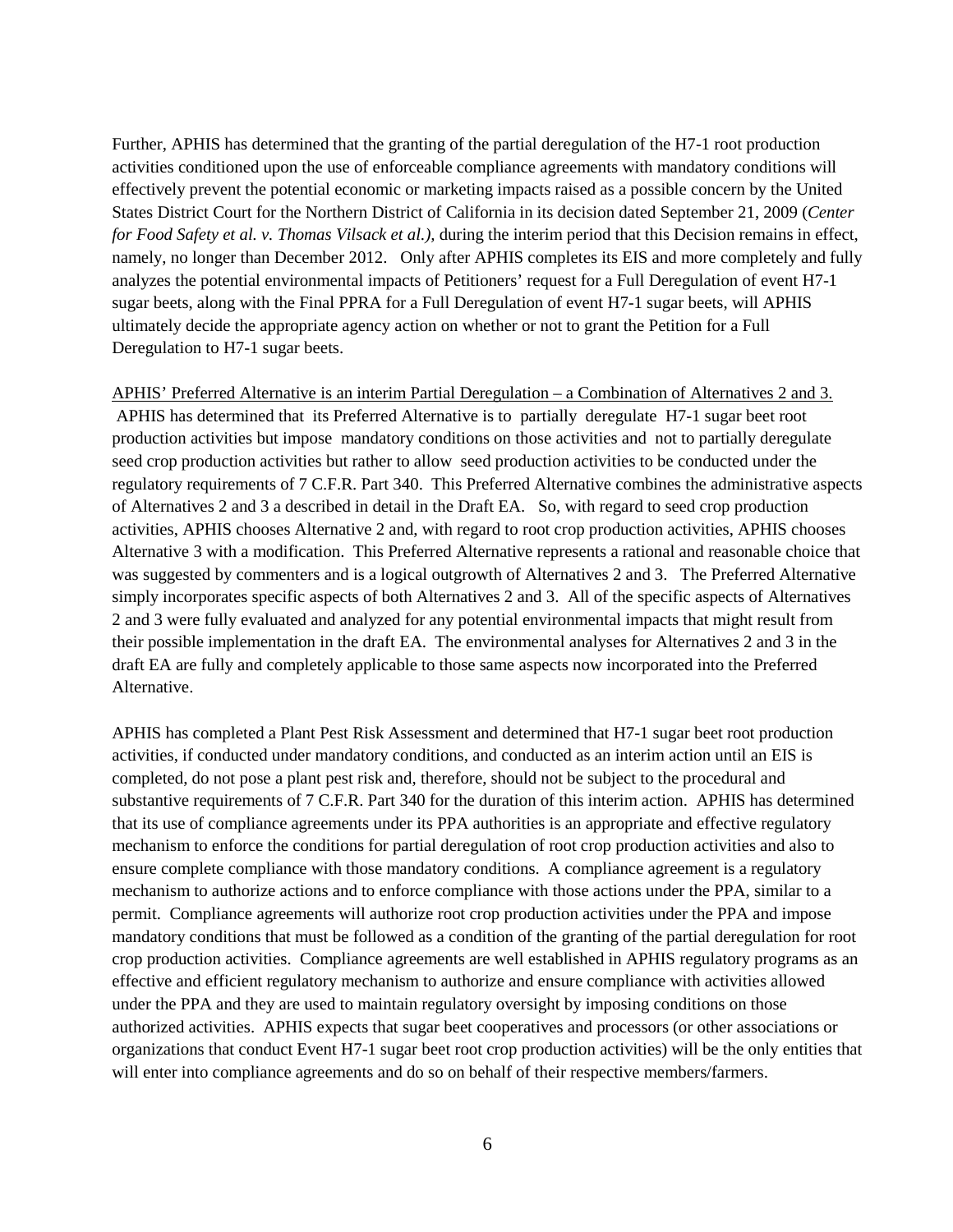Further, APHIS has determined that the granting of the partial deregulation of the H7-1 root production activities conditioned upon the use of enforceable compliance agreements with mandatory conditions will effectively prevent the potential economic or marketing impacts raised as a possible concern by the United States District Court for the Northern District of California in its decision dated September 21, 2009 (*Center for Food Safety et al. v. Thomas Vilsack et al.),* during the interim period that this Decision remains in effect, namely, no longer than December 2012. Only after APHIS completes its EIS and more completely and fully analyzes the potential environmental impacts of Petitioners' request for a Full Deregulation of event H7-1 sugar beets, along with the Final PPRA for a Full Deregulation of event H7-1 sugar beets, will APHIS ultimately decide the appropriate agency action on whether or not to grant the Petition for a Full Deregulation to H7-1 sugar beets.

<u>APHIS' Preferred Alternative is an interim Partial Deregulation – a Combination of Alternatives 2 and 3.</u> APHIS has determined that its Preferred Alternative is to partially deregulate H7-1 sugar beet root production activities but impose mandatory conditions on those activities and not to partially deregulate seed crop production activities but rather to allow seed production activities to be conducted under the regulatory requirements of 7 C.F.R. Part 340. This Preferred Alternative combines the administrative aspects of Alternatives 2 and 3 a described in detail in the Draft EA. So, with regard to seed crop production activities, APHIS chooses Alternative 2 and, with regard to root crop production activities, APHIS chooses Alternative 3 with a modification. This Preferred Alternative represents a rational and reasonable choice that was suggested by commenters and is a logical outgrowth of Alternatives 2 and 3. The Preferred Alternative simply incorporates specific aspects of both Alternatives 2 and 3. All of the specific aspects of Alternatives 2 and 3 were fully evaluated and analyzed for any potential environmental impacts that might result from their possible implementation in the draft EA. The environmental analyses for Alternatives 2 and 3 in the draft EA are fully and completely applicable to those same aspects now incorporated into the Preferred Alternative.

APHIS has completed a Plant Pest Risk Assessment and determined that H7-1 sugar beet root production activities, if conducted under mandatory conditions, and conducted as an interim action until an EIS is completed, do not pose a plant pest risk and, therefore, should not be subject to the procedural and substantive requirements of 7 C.F.R. Part 340 for the duration of this interim action. APHIS has determined that its use of compliance agreements under its PPA authorities is an appropriate and effective regulatory mechanism to enforce the conditions for partial deregulation of root crop production activities and also to ensure complete compliance with those mandatory conditions. A compliance agreement is a regulatory mechanism to authorize actions and to enforce compliance with those actions under the PPA, similar to a permit. Compliance agreements will authorize root crop production activities under the PPA and impose mandatory conditions that must be followed as a condition of the granting of the partial deregulation for root crop production activities. Compliance agreements are well established in APHIS regulatory programs as an effective and efficient regulatory mechanism to authorize and ensure compliance with activities allowed under the PPA and they are used to maintain regulatory oversight by imposing conditions on those authorized activities. APHIS expects that sugar beet cooperatives and processors (or other associations or organizations that conduct Event H7-1 sugar beet root crop production activities) will be the only entities that will enter into compliance agreements and do so on behalf of their respective members/farmers.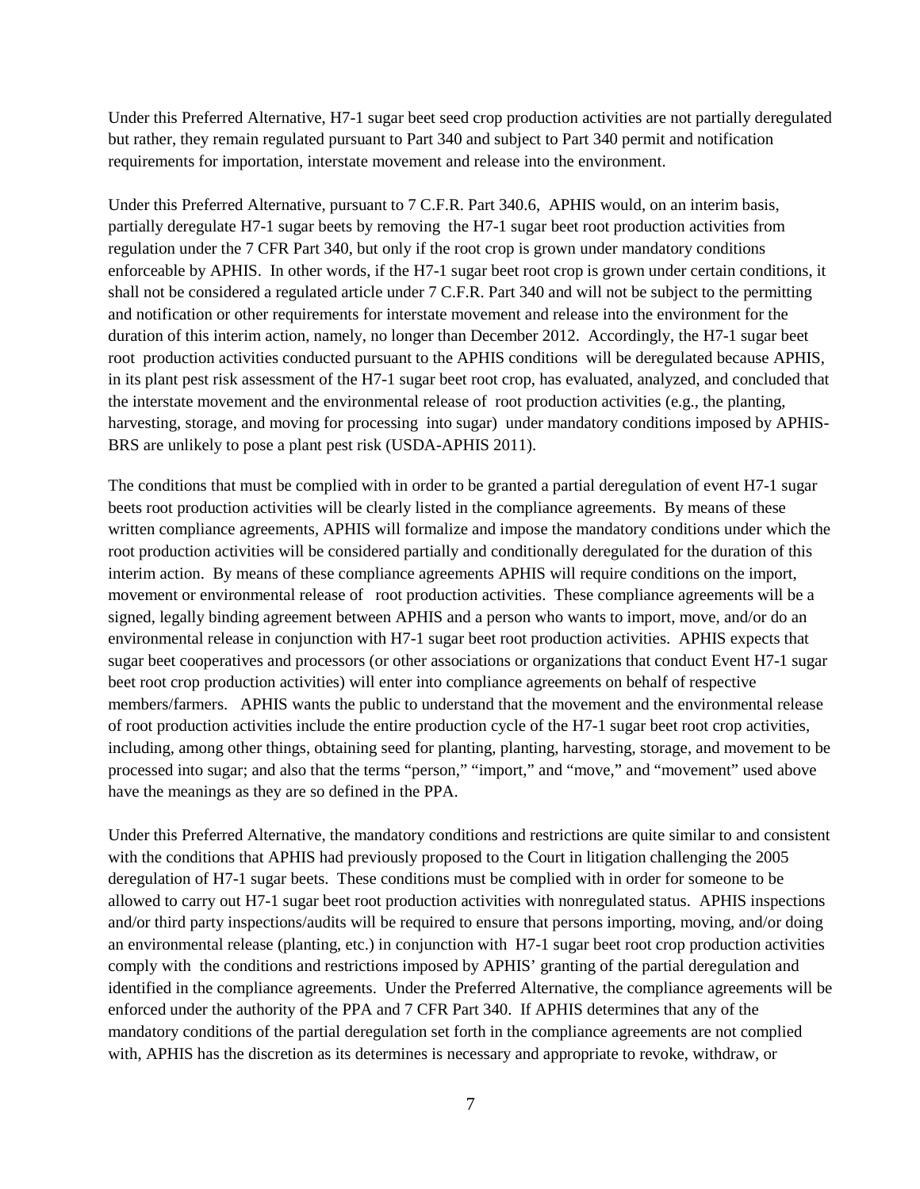Under this Preferred Alternative, H7-1 sugar beet seed crop production activities are not partially deregulated but rather, they remain regulated pursuant to Part 340 and subject to Part 340 permit and notification requirements for importation, interstate movement and release into the environment.

Under this Preferred Alternative, pursuant to 7 C.F.R. Part 340.6, APHIS would, on an interim basis, partially deregulate H7-1 sugar beets by removing the H7-1 sugar beet root production activities from regulation under the 7 CFR Part 340, but only if the root crop is grown under mandatory conditions enforceable by APHIS. In other words, if the H7-1 sugar beet root crop is grown under certain conditions, it shall not be considered a regulated article under 7 C.F.R. Part 340 and will not be subject to the permitting and notification or other requirements for interstate movement and release into the environment for the duration of this interim action, namely, no longer than December 2012. Accordingly, the H7-1 sugar beet root production activities conducted pursuant to the APHIS conditions will be deregulated because APHIS, in its plant pest risk assessment of the H7-1 sugar beet root crop, has evaluated, analyzed, and concluded that the interstate movement and the environmental release of root production activities (e.g., the planting, harvesting, storage, and moving for processing into sugar) under mandatory conditions imposed by APHIS-BRS are unlikely to pose a plant pest risk (USDA-APHIS 2011).

The conditions that must be complied with in order to be granted a partial deregulation of event H7-1 sugar beets root production activities will be clearly listed in the compliance agreements. By means of these written compliance agreements, APHIS will formalize and impose the mandatory conditions under which the root production activities will be considered partially and conditionally deregulated for the duration of this interim action. By means of these compliance agreements APHIS will require conditions on the import, movement or environmental release of root production activities. These compliance agreements will be a signed, legally binding agreement between APHIS and a person who wants to import, move, and/or do an environmental release in conjunction with H7-1 sugar beet root production activities. APHIS expects that sugar beet cooperatives and processors (or other associations or organizations that conduct Event H7-1 sugar beet root crop production activities) will enter into compliance agreements on behalf of respective members/farmers. APHIS wants the public to understand that the movement and the environmental release of root production activities include the entire production cycle of the H7-1 sugar beet root crop activities, including, among other things, obtaining seed for planting, planting, harvesting, storage, and movement to be processed into sugar; and also that the terms "person," "import," and "move," and "movement" used above have the meanings as they are so defined in the PPA.

Under this Preferred Alternative, the mandatory conditions and restrictions are quite similar to and consistent with the conditions that APHIS had previously proposed to the Court in litigation challenging the 2005 deregulation of H7-1 sugar beets. These conditions must be complied with in order for someone to be allowed to carry out H7-1 sugar beet root production activities with nonregulated status. APHIS inspections and/or third party inspections/audits will be required to ensure that persons importing, moving, and/or doing an environmental release (planting, etc.) in conjunction with H7-1 sugar beet root crop production activities comply with the conditions and restrictions imposed by APHIS' granting of the partial deregulation and identified in the compliance agreements. Under the Preferred Alternative, the compliance agreements will be enforced under the authority of the PPA and 7 CFR Part 340. If APHIS determines that any of the mandatory conditions of the partial deregulation set forth in the compliance agreements are not complied with, APHIS has the discretion as its determines is necessary and appropriate to revoke, withdraw, or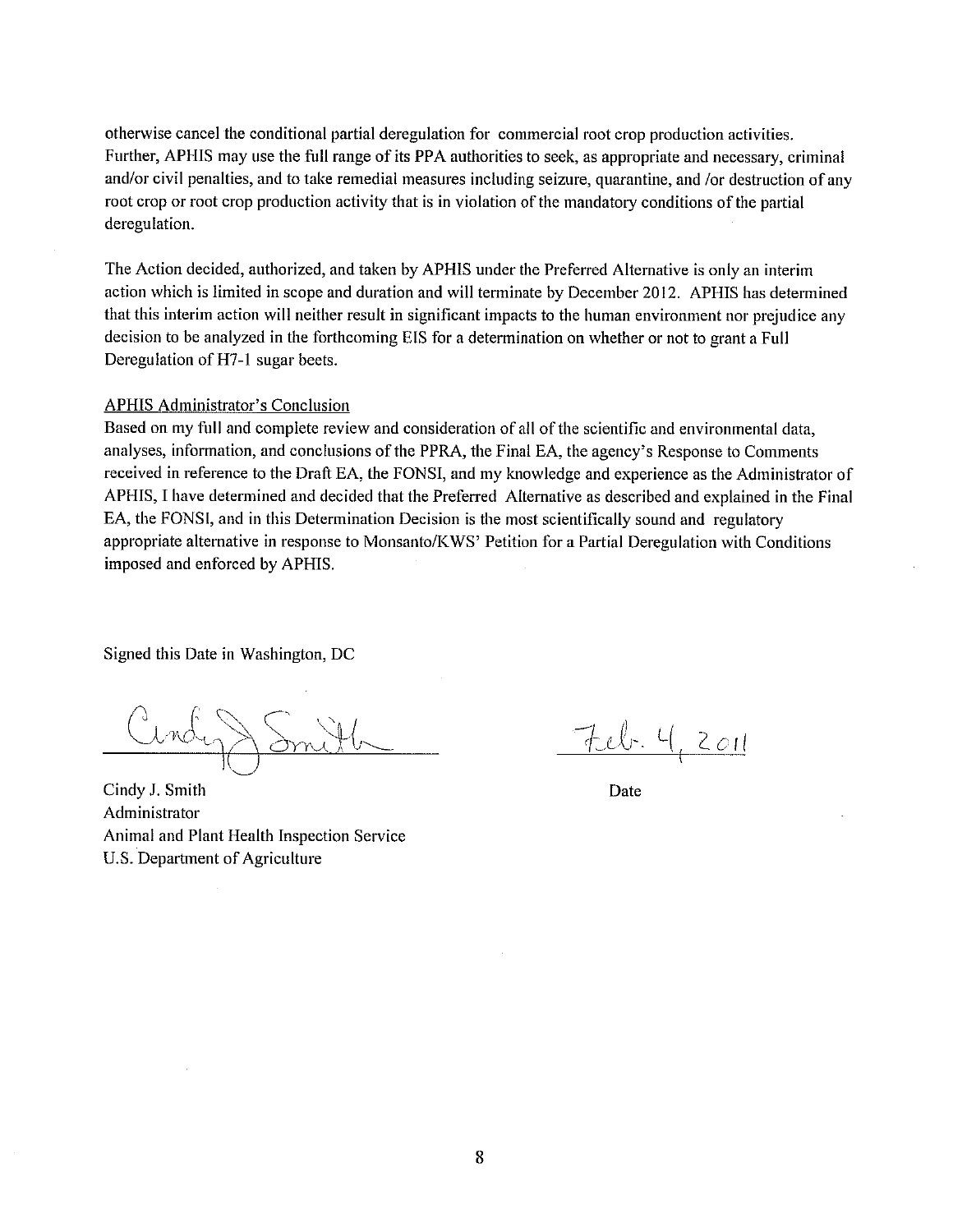otherwise cancel the conditional partial deregulation for commercial root crop production activities. Further, APHIS may use the full range of its PPA authorities to seek, as appropriate and necessary, criminal and/or civil penalties, and to take remedial measures including seizure, quarantine, and /or destruction of any root crop or root crop production activity that is in violation of the mandatory conditions of the partial deregulation.

The Action decided, authorized, and taken by APHIS under the Preferred Alternative is only an interim action which is limited in scope and duration and will terminate by December 2012. APHIS has determined that this interim action will neither result in significant impacts to the human environment nor prejudice any decision to be analyzed in the forthcoming EIS for a determination on whether or not to grant a Full Deregulation of H7-1 sugar beets.

APHIS Administrator's Conclusion

Based on my full and complete review and consideration of all of the scientific and environmental data, analyses, information, and conclusions of the PPRA, the Final EA, the agency's Response to Comments received in reference to the Draft EA, the FONSI, and my knowledge and experience as the Administrator of APHIS, I have determined and decided that the Preferred Alternative as described and explained in the Final EA, the FONSI, and in this Determination Decision is the most scientifically sound and regulatory appropriate alternative in response to Monsanto/KWS' Petition for a Partial Deregulation with Conditions imposed and enforced by APHIS.

Signed this Date in Washington, DC

Cindy J. Smith
Administrator
Animal and Plant Health Inspection Service
U.S. Department of Agriculture

Feb. 4, 2011

Date